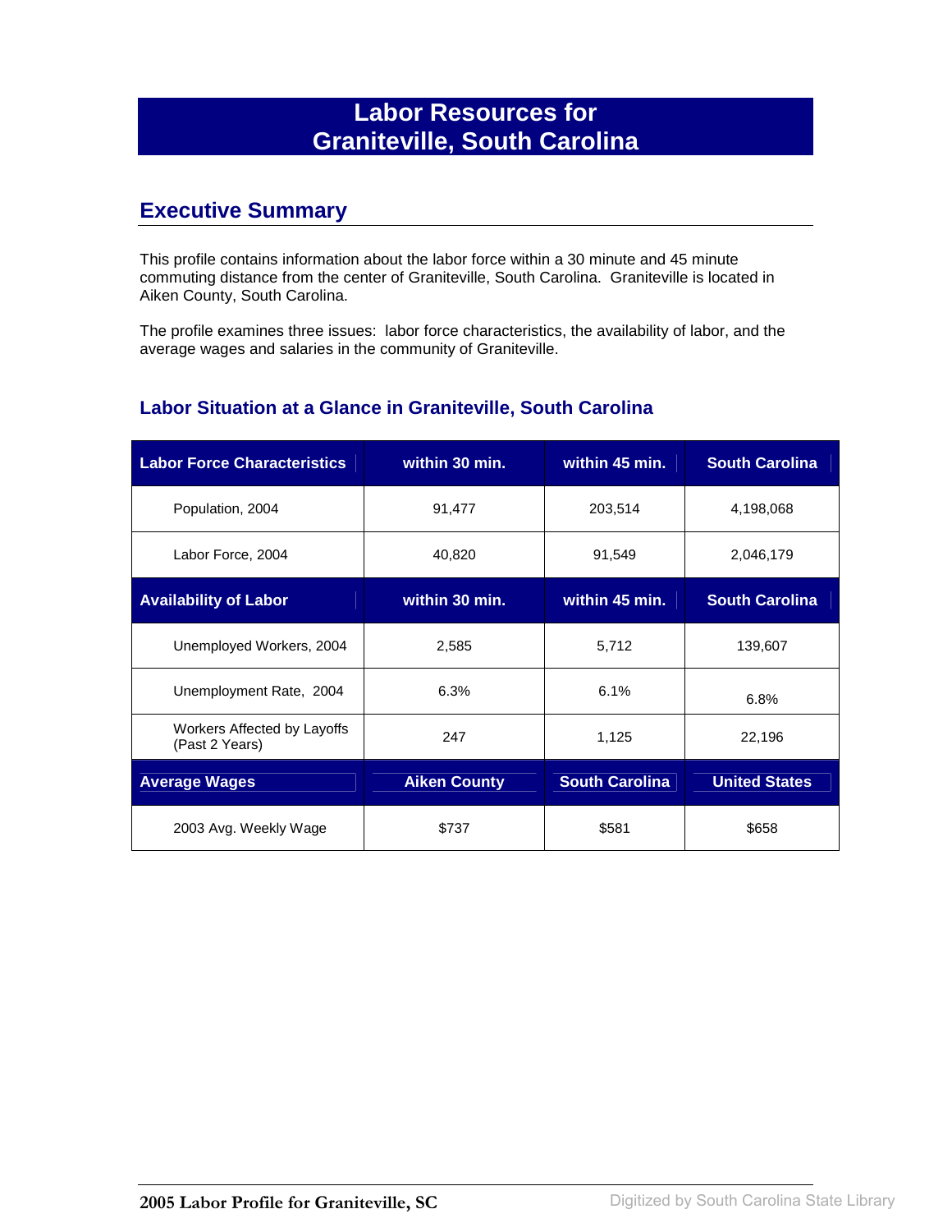# Labor Resources for Graniteville, South Carolina

## Executive Summary

This profile contains information about the labor force within a 30 minute and 45 minute commuting distance from the center of Graniteville, South Carolina. Graniteville is located in Aiken County, South Carolina.

The profile examines three issues: labor force characteristics, the availability of labor, and the average wages and salaries in the community of Graniteville.

### Labor Situation at a Glance in Graniteville, South Carolina

| Labor Force Characteristics | within 30 min. | within 45 min. | South Carolina |
|---|---|---|---|
| Population, 2004 | 91,477 | 203,514 | 4,198,068 |
| Labor Force, 2004 | 40,820 | 91,549 | 2,046,179 |
| **Availability of Labor** | **within 30 min.** | **within 45 min.** | **South Carolina** |
| Unemployed Workers, 2004 | 2,585 | 5,712 | 139,607 |
| Unemployment Rate, 2004 | 6.3% | 6.1% | 6.8% |
| Workers Affected by Layoffs (Past 2 Years) | 247 | 1,125 | 22,196 |
| **Average Wages** | **Aiken County** | **South Carolina** | **United States** |
| 2003 Avg. Weekly Wage | $737 | $581 | $658 |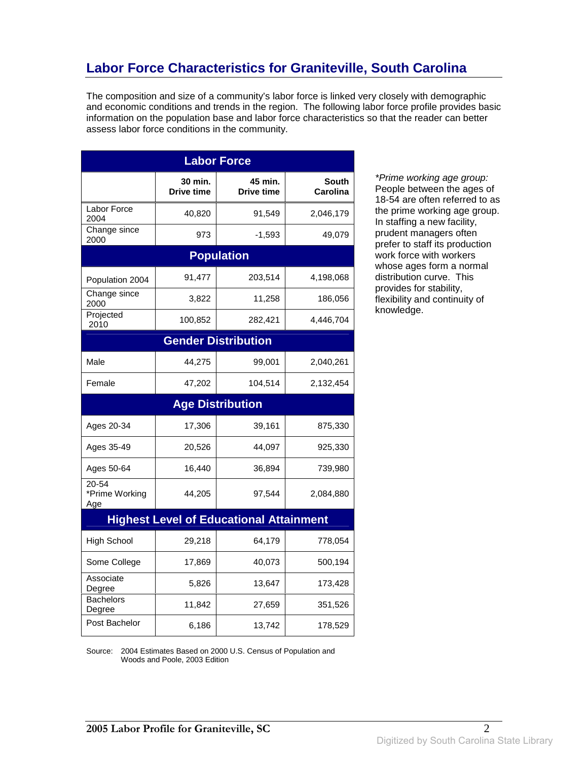## Labor Force Characteristics for Graniteville, South Carolina

The composition and size of a community's labor force is linked very closely with demographic and economic conditions and trends in the region. The following labor force profile provides basic information on the population base and labor force characteristics so that the reader can better assess labor force conditions in the community.

| Labor Force | | | |
|---|---|---|---|
| | **30 min. Drive time** | **45 min. Drive time** | **South Carolina** |
| Labor Force 2004 | 40,820 | 91,549 | 2,046,179 |
| Change since 2000 | 973 | -1,593 | 49,079 |
| **Population** | | | |
| Population 2004 | 91,477 | 203,514 | 4,198,068 |
| Change since 2000 | 3,822 | 11,258 | 186,056 |
| Projected 2010 | 100,852 | 282,421 | 4,446,704 |
| **Gender Distribution** | | | |
| Male | 44,275 | 99,001 | 2,040,261 |
| Female | 47,202 | 104,514 | 2,132,454 |
| **Age Distribution** | | | |
| Ages 20-34 | 17,306 | 39,161 | 875,330 |
| Ages 35-49 | 20,526 | 44,097 | 925,330 |
| Ages 50-64 | 16,440 | 36,894 | 739,980 |
| 20-54 *Prime Working Age | 44,205 | 97,544 | 2,084,880 |
| **Highest Level of Educational Attainment** | | | |
| High School | 29,218 | 64,179 | 778,054 |
| Some College | 17,869 | 40,073 | 500,194 |
| Associate Degree | 5,826 | 13,647 | 173,428 |
| Bachelors Degree | 11,842 | 27,659 | 351,526 |
| Post Bachelor | 6,186 | 13,742 | 178,529 |

*\*Prime working age group:* People between the ages of 18-54 are often referred to as the prime working age group. In staffing a new facility, prudent managers often prefer to staff its production work force with workers whose ages form a normal distribution curve. This provides for stability, flexibility and continuity of knowledge.

Source: 2004 Estimates Based on 2000 U.S. Census of Population and Woods and Poole, 2003 Edition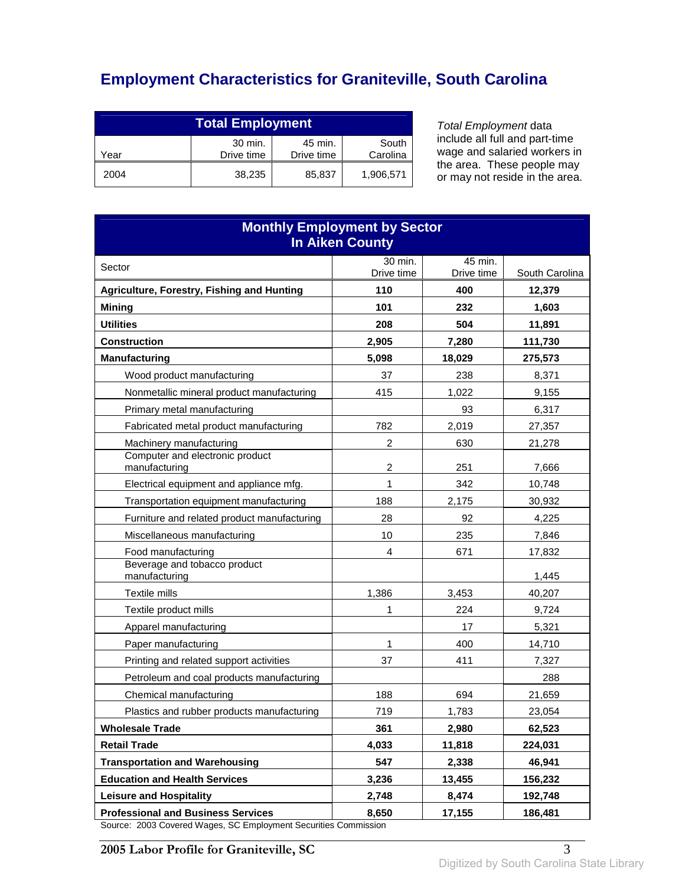# Employment Characteristics for Graniteville, South Carolina

| Total Employment | | | |
|---|---|---|---|
| Year | 30 min. Drive time | 45 min. Drive time | South Carolina |
| 2004 | 38,235 | 85,837 | 1,906,571 |

*Total Employment* data include all full and part-time wage and salaried workers in the area. These people may or may not reside in the area.

| Monthly Employment by Sector In Aiken County | | | |
|---|---|---|---|
| Sector | 30 min. Drive time | 45 min. Drive time | South Carolina |
| **Agriculture, Forestry, Fishing and Hunting** | **110** | **400** | **12,379** |
| **Mining** | **101** | **232** | **1,603** |
| **Utilities** | **208** | **504** | **11,891** |
| **Construction** | **2,905** | **7,280** | **111,730** |
| **Manufacturing** | **5,098** | **18,029** | **275,573** |
| Wood product manufacturing | 37 | 238 | 8,371 |
| Nonmetallic mineral product manufacturing | 415 | 1,022 | 9,155 |
| Primary metal manufacturing | | 93 | 6,317 |
| Fabricated metal product manufacturing | 782 | 2,019 | 27,357 |
| Machinery manufacturing | 2 | 630 | 21,278 |
| Computer and electronic product manufacturing | 2 | 251 | 7,666 |
| Electrical equipment and appliance mfg. | 1 | 342 | 10,748 |
| Transportation equipment manufacturing | 188 | 2,175 | 30,932 |
| Furniture and related product manufacturing | 28 | 92 | 4,225 |
| Miscellaneous manufacturing | 10 | 235 | 7,846 |
| Food manufacturing | 4 | 671 | 17,832 |
| Beverage and tobacco product manufacturing | | | 1,445 |
| Textile mills | 1,386 | 3,453 | 40,207 |
| Textile product mills | 1 | 224 | 9,724 |
| Apparel manufacturing | | 17 | 5,321 |
| Paper manufacturing | 1 | 400 | 14,710 |
| Printing and related support activities | 37 | 411 | 7,327 |
| Petroleum and coal products manufacturing | | | 288 |
| Chemical manufacturing | 188 | 694 | 21,659 |
| Plastics and rubber products manufacturing | 719 | 1,783 | 23,054 |
| **Wholesale Trade** | **361** | **2,980** | **62,523** |
| **Retail Trade** | **4,033** | **11,818** | **224,031** |
| **Transportation and Warehousing** | **547** | **2,338** | **46,941** |
| **Education and Health Services** | **3,236** | **13,455** | **156,232** |
| **Leisure and Hospitality** | **2,748** | **8,474** | **192,748** |
| **Professional and Business Services** | **8,650** | **17,155** | **186,481** |

Source: 2003 Covered Wages, SC Employment Securities Commission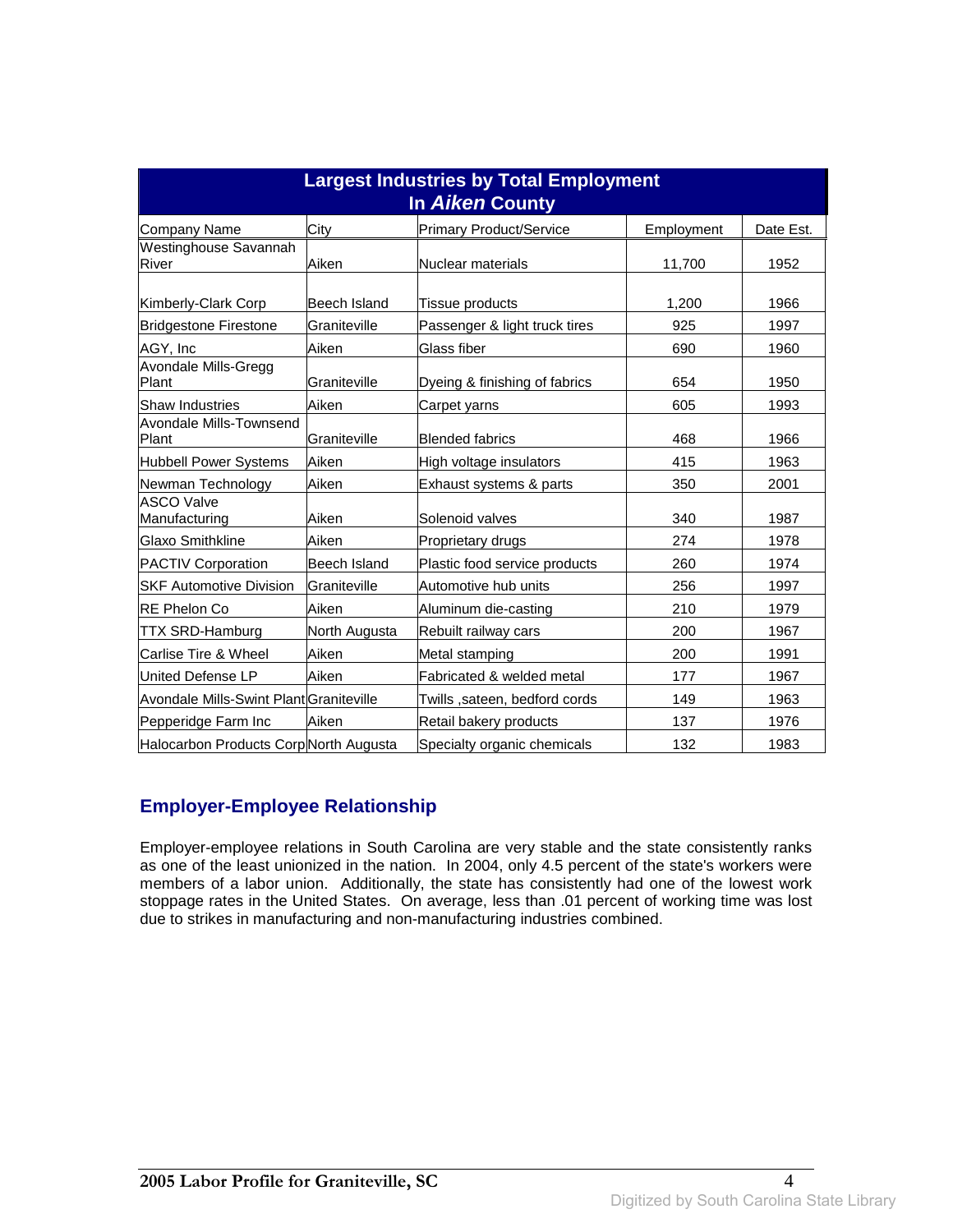## Largest Industries by Total Employment In *Aiken* County

| Company Name | City | Primary Product/Service | Employment | Date Est. |
|---|---|---|---|---|
| Westinghouse Savannah River | Aiken | Nuclear materials | 11,700 | 1952 |
| Kimberly-Clark Corp | Beech Island | Tissue products | 1,200 | 1966 |
| Bridgestone Firestone | Graniteville | Passenger & light truck tires | 925 | 1997 |
| AGY, Inc | Aiken | Glass fiber | 690 | 1960 |
| Avondale Mills-Gregg Plant | Graniteville | Dyeing & finishing of fabrics | 654 | 1950 |
| Shaw Industries | Aiken | Carpet yarns | 605 | 1993 |
| Avondale Mills-Townsend Plant | Graniteville | Blended fabrics | 468 | 1966 |
| Hubbell Power Systems | Aiken | High voltage insulators | 415 | 1963 |
| Newman Technology | Aiken | Exhaust systems & parts | 350 | 2001 |
| ASCO Valve Manufacturing | Aiken | Solenoid valves | 340 | 1987 |
| Glaxo Smithkline | Aiken | Proprietary drugs | 274 | 1978 |
| PACTIV Corporation | Beech Island | Plastic food service products | 260 | 1974 |
| SKF Automotive Division | Graniteville | Automotive hub units | 256 | 1997 |
| RE Phelon Co | Aiken | Aluminum die-casting | 210 | 1979 |
| TTX SRD-Hamburg | North Augusta | Rebuilt railway cars | 200 | 1967 |
| Carlise Tire & Wheel | Aiken | Metal stamping | 200 | 1991 |
| United Defense LP | Aiken | Fabricated & welded metal | 177 | 1967 |
| Avondale Mills-Swint Plant | Graniteville | Twills ,sateen, bedford cords | 149 | 1963 |
| Pepperidge Farm Inc | Aiken | Retail bakery products | 137 | 1976 |
| Halocarbon Products Corp | North Augusta | Specialty organic chemicals | 132 | 1983 |

## Employer-Employee Relationship

Employer-employee relations in South Carolina are very stable and the state consistently ranks as one of the least unionized in the nation. In 2004, only 4.5 percent of the state's workers were members of a labor union. Additionally, the state has consistently had one of the lowest work stoppage rates in the United States. On average, less than .01 percent of working time was lost due to strikes in manufacturing and non-manufacturing industries combined.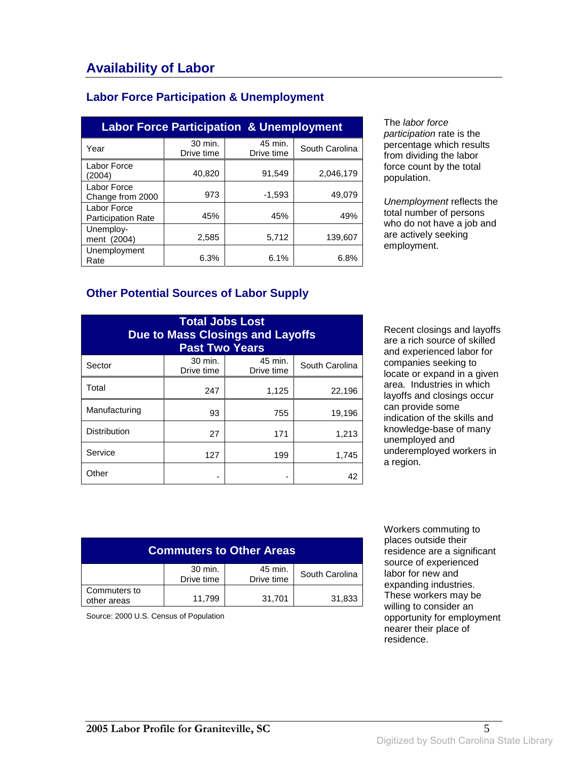# Availability of Labor

## Labor Force Participation & Unemployment

| Labor Force Participation & Unemployment | | | |
|---|---|---|---|
| Year | 30 min. Drive time | 45 min. Drive time | South Carolina |
| Labor Force (2004) | 40,820 | 91,549 | 2,046,179 |
| Labor Force Change from 2000 | 973 | -1,593 | 49,079 |
| Labor Force Participation Rate | 45% | 45% | 49% |
| Unemploy-ment (2004) | 2,585 | 5,712 | 139,607 |
| Unemployment Rate | 6.3% | 6.1% | 6.8% |

The *labor force participation* rate is the percentage which results from dividing the labor force count by the total population.

*Unemployment* reflects the total number of persons who do not have a job and are actively seeking employment.

## Other Potential Sources of Labor Supply

| Total Jobs Lost Due to Mass Closings and Layoffs Past Two Years | | | |
|---|---|---|---|
| Sector | 30 min. Drive time | 45 min. Drive time | South Carolina |
| Total | 247 | 1,125 | 22,196 |
| Manufacturing | 93 | 755 | 19,196 |
| Distribution | 27 | 171 | 1,213 |
| Service | 127 | 199 | 1,745 |
| Other | - | - | 42 |

Recent closings and layoffs are a rich source of skilled and experienced labor for companies seeking to locate or expand in a given area. Industries in which layoffs and closings occur can provide some indication of the skills and knowledge-base of many unemployed and underemployed workers in a region.

| Commuters to Other Areas | | | |
|---|---|---|---|
| | 30 min. Drive time | 45 min. Drive time | South Carolina |
| Commuters to other areas | 11,799 | 31,701 | 31,833 |

Source: 2000 U.S. Census of Population

Workers commuting to places outside their residence are a significant source of experienced labor for new and expanding industries. These workers may be willing to consider an opportunity for employment nearer their place of residence.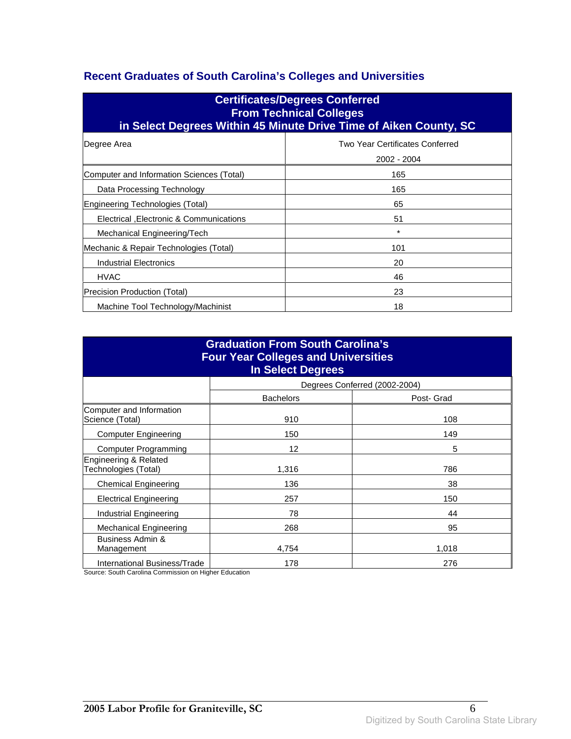## Recent Graduates of South Carolina's Colleges and Universities

| Certificates/Degrees Conferred From Technical Colleges in Select Degrees Within 45 Minute Drive Time of Aiken County, SC | |
|---|---|
| Degree Area | Two Year Certificates Conferred 2002 - 2004 |
| Computer and Information Sciences (Total) | 165 |
| Data Processing Technology | 165 |
| Engineering Technologies (Total) | 65 |
| Electrical ,Electronic & Communications | 51 |
| Mechanical Engineering/Tech | * |
| Mechanic & Repair Technologies (Total) | 101 |
| Industrial Electronics | 20 |
| HVAC | 46 |
| Precision Production (Total) | 23 |
| Machine Tool Technology/Machinist | 18 |

| Graduation From South Carolina's Four Year Colleges and Universities In Select Degrees | | |
|---|---|---|
| | Degrees Conferred (2002-2004) | |
| | Bachelors | Post- Grad |
| Computer and Information Science (Total) | 910 | 108 |
| Computer Engineering | 150 | 149 |
| Computer Programming | 12 | 5 |
| Engineering & Related Technologies (Total) | 1,316 | 786 |
| Chemical Engineering | 136 | 38 |
| Electrical Engineering | 257 | 150 |
| Industrial Engineering | 78 | 44 |
| Mechanical Engineering | 268 | 95 |
| Business Admin & Management | 4,754 | 1,018 |
| International Business/Trade | 178 | 276 |

Source: South Carolina Commission on Higher Education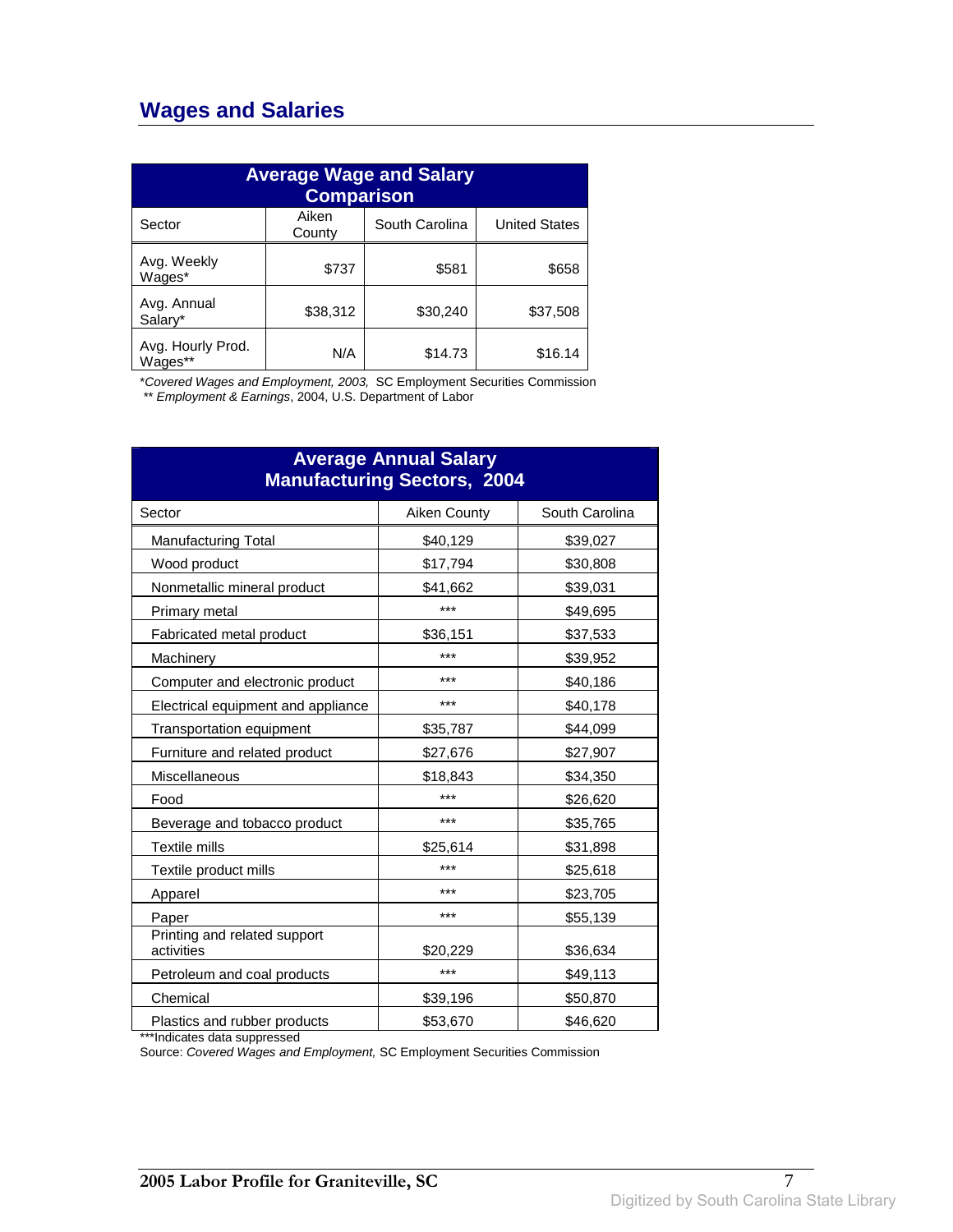## Wages and Salaries

| Average Wage and Salary Comparison | | | |
|---|---|---|---|
| Sector | Aiken County | South Carolina | United States |
| Avg. Weekly Wages* | $737 | $581 | $658 |
| Avg. Annual Salary* | $38,312 | $30,240 | $37,508 |
| Avg. Hourly Prod. Wages** | N/A | $14.73 | $16.14 |

*​*Covered Wages and Employment, 2003,* SC Employment Securities Commission
** *Employment & Earnings*, 2004, U.S. Department of Labor

| Average Annual Salary Manufacturing Sectors, 2004 | | |
|---|---|---|
| Sector | Aiken County | South Carolina |
| Manufacturing Total | $40,129 | $39,027 |
| Wood product | $17,794 | $30,808 |
| Nonmetallic mineral product | $41,662 | $39,031 |
| Primary metal | *** | $49,695 |
| Fabricated metal product | $36,151 | $37,533 |
| Machinery | *** | $39,952 |
| Computer and electronic product | *** | $40,186 |
| Electrical equipment and appliance | *** | $40,178 |
| Transportation equipment | $35,787 | $44,099 |
| Furniture and related product | $27,676 | $27,907 |
| Miscellaneous | $18,843 | $34,350 |
| Food | *** | $26,620 |
| Beverage and tobacco product | *** | $35,765 |
| Textile mills | $25,614 | $31,898 |
| Textile product mills | *** | $25,618 |
| Apparel | *** | $23,705 |
| Paper | *** | $55,139 |
| Printing and related support activities | $20,229 | $36,634 |
| Petroleum and coal products | *** | $49,113 |
| Chemical | $39,196 | $50,870 |
| Plastics and rubber products | $53,670 | $46,620 |

***Indicates data suppressed
Source: *Covered Wages and Employment,* SC Employment Securities Commission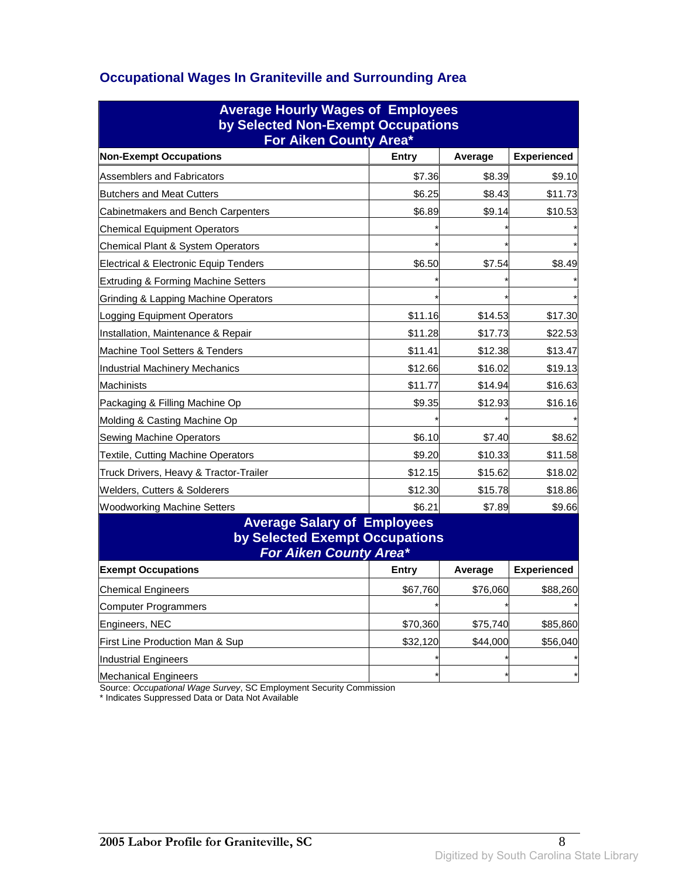## Occupational Wages In Graniteville and Surrounding Area

| Average Hourly Wages of Employees by Selected Non-Exempt Occupations *For Aiken County Area** | | | |
|---|---|---|---|
| **Non-Exempt Occupations** | **Entry** | **Average** | **Experienced** |
| Assemblers and Fabricators | $7.36 | $8.39 | $9.10 |
| Butchers and Meat Cutters | $6.25 | $8.43 | $11.73 |
| Cabinetmakers and Bench Carpenters | $6.89 | $9.14 | $10.53 |
| Chemical Equipment Operators | * | * | * |
| Chemical Plant & System Operators | * | * | * |
| Electrical & Electronic Equip Tenders | $6.50 | $7.54 | $8.49 |
| Extruding & Forming Machine Setters | * | * | * |
| Grinding & Lapping Machine Operators | * | * | * |
| Logging Equipment Operators | $11.16 | $14.53 | $17.30 |
| Installation, Maintenance & Repair | $11.28 | $17.73 | $22.53 |
| Machine Tool Setters & Tenders | $11.41 | $12.38 | $13.47 |
| Industrial Machinery Mechanics | $12.66 | $16.02 | $19.13 |
| Machinists | $11.77 | $14.94 | $16.63 |
| Packaging & Filling Machine Op | $9.35 | $12.93 | $16.16 |
| Molding & Casting Machine Op | * | * | * |
| Sewing Machine Operators | $6.10 | $7.40 | $8.62 |
| Textile, Cutting Machine Operators | $9.20 | $10.33 | $11.58 |
| Truck Drivers, Heavy & Tractor-Trailer | $12.15 | $15.62 | $18.02 |
| Welders, Cutters & Solderers | $12.30 | $15.78 | $18.86 |
| Woodworking Machine Setters | $6.21 | $7.89 | $9.66 |

| Average Salary of Employees by Selected Exempt Occupations *For Aiken County Area** | | | |
|---|---|---|---|
| **Exempt Occupations** | **Entry** | **Average** | **Experienced** |
| Chemical Engineers | $67,760 | $76,060 | $88,260 |
| Computer Programmers | * | * | * |
| Engineers, NEC | $70,360 | $75,740 | $85,860 |
| First Line Production Man & Sup | $32,120 | $44,000 | $56,040 |
| Industrial Engineers | * | * | * |
| Mechanical Engineers | * | * | * |

Source: *Occupational Wage Survey*, SC Employment Security Commission
* Indicates Suppressed Data or Data Not Available